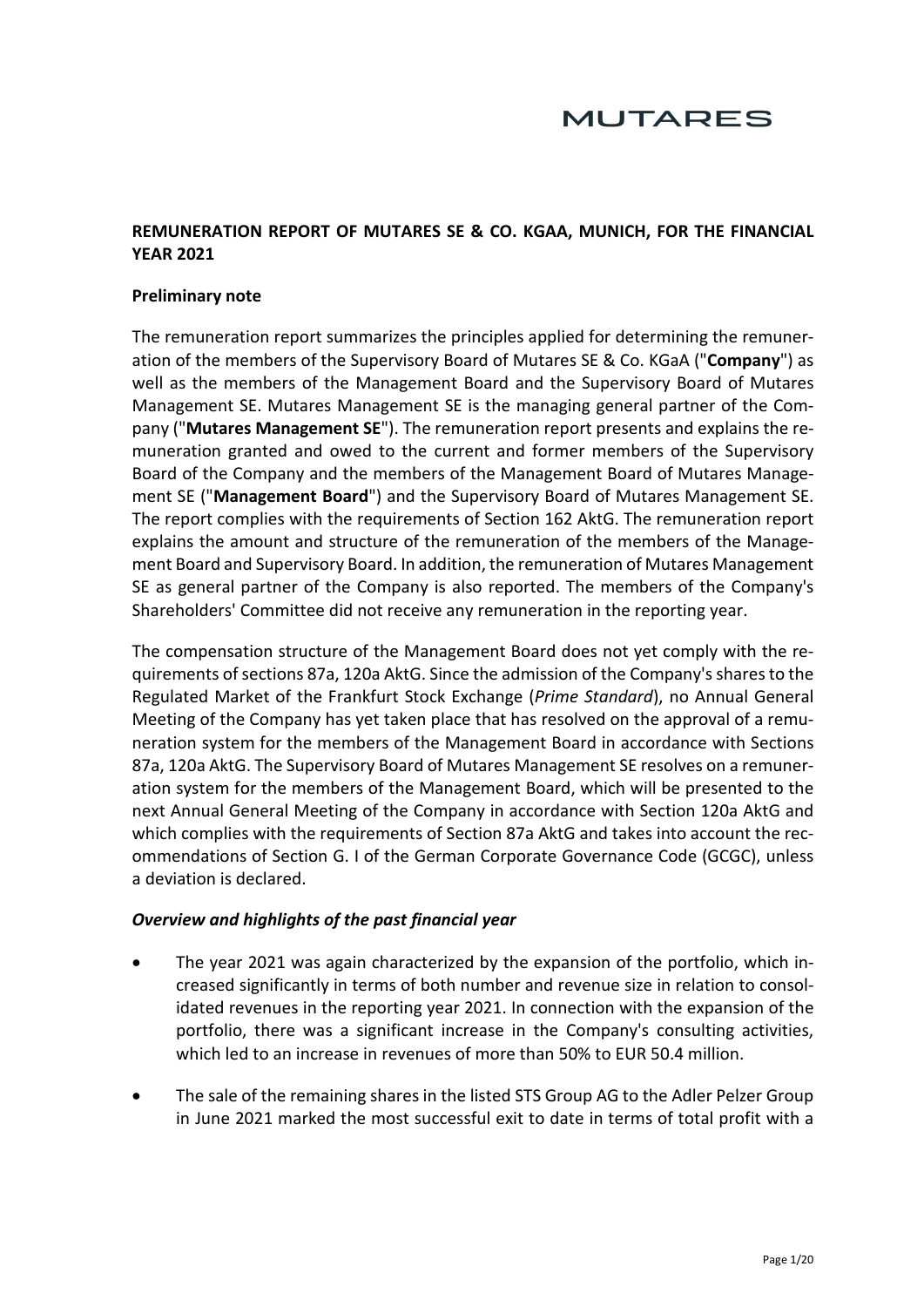# REMUNERATION REPORT OF MUTARES SE & CO. KGAA, MUNICH, FOR THE FINANCIAL YEAR 2021

## Preliminary note

The remuneration report summarizes the principles applied for determining the remuneration of the members of the Supervisory Board of Mutares SE & Co. KGaA ("**Company**") as well as the members of the Management Board and the Supervisory Board of Mutares Management SE. Mutares Management SE is the managing general partner of the Company ("**Mutares Management SE**"). The remuneration report presents and explains the remuneration granted and owed to the current and former members of the Supervisory Board of the Company and the members of the Management Board of Mutares Management SE ("**Management Board**") and the Supervisory Board of Mutares Management SE. The report complies with the requirements of Section 162 AktG. The remuneration report explains the amount and structure of the remuneration of the members of the Management Board and Supervisory Board. In addition, the remuneration of Mutares Management SE as general partner of the Company is also reported. The members of the Company's Shareholders' Committee did not receive any remuneration in the reporting year.

The compensation structure of the Management Board does not yet comply with the requirements of sections 87a, 120a AktG. Since the admission of the Company's shares to the Regulated Market of the Frankfurt Stock Exchange (*Prime Standard*), no Annual General Meeting of the Company has yet taken place that has resolved on the approval of a remuneration system for the members of the Management Board in accordance with Sections 87a, 120a AktG. The Supervisory Board of Mutares Management SE resolves on a remuneration system for the members of the Management Board, which will be presented to the next Annual General Meeting of the Company in accordance with Section 120a AktG and which complies with the requirements of Section 87a AktG and takes into account the recommendations of Section G. I of the German Corporate Governance Code (GCGC), unless a deviation is declared.

### *Overview and highlights of the past financial year*

- The year 2021 was again characterized by the expansion of the portfolio, which increased significantly in terms of both number and revenue size in relation to consolidated revenues in the reporting year 2021. In connection with the expansion of the portfolio, there was a significant increase in the Company's consulting activities, which led to an increase in revenues of more than 50% to EUR 50.4 million.
- The sale of the remaining shares in the listed STS Group AG to the Adler Pelzer Group in June 2021 marked the most successful exit to date in terms of total profit with a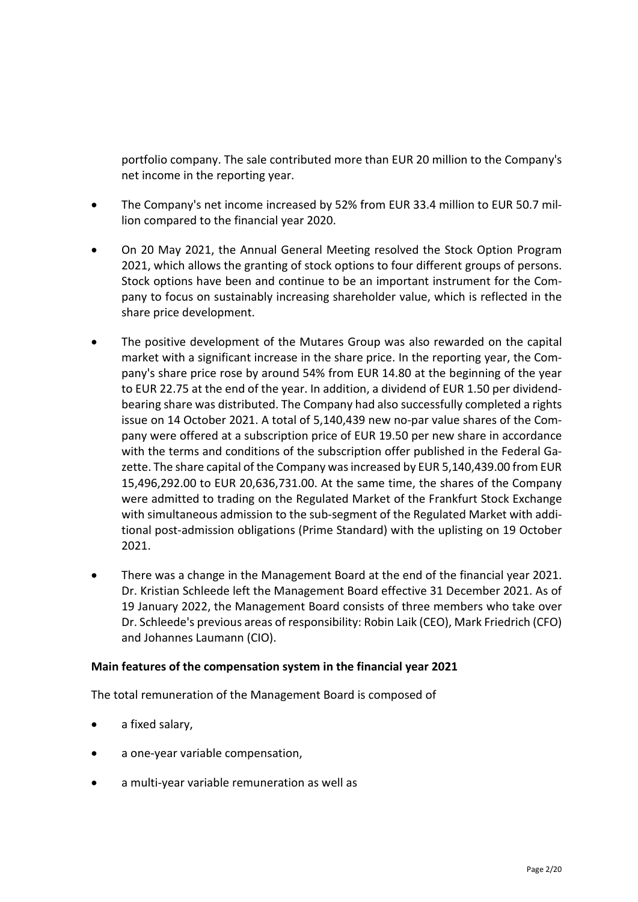portfolio company. The sale contributed more than EUR 20 million to the Company's net income in the reporting year.

- The Company's net income increased by 52% from EUR 33.4 million to EUR 50.7 million compared to the financial year 2020.
- On 20 May 2021, the Annual General Meeting resolved the Stock Option Program 2021, which allows the granting of stock options to four different groups of persons. Stock options have been and continue to be an important instrument for the Company to focus on sustainably increasing shareholder value, which is reflected in the share price development.
- The positive development of the Mutares Group was also rewarded on the capital market with a significant increase in the share price. In the reporting year, the Company's share price rose by around 54% from EUR 14.80 at the beginning of the year to EUR 22.75 at the end of the year. In addition, a dividend of EUR 1.50 per dividend-bearing share was distributed. The Company had also successfully completed a rights issue on 14 October 2021. A total of 5,140,439 new no-par value shares of the Company were offered at a subscription price of EUR 19.50 per new share in accordance with the terms and conditions of the subscription offer published in the Federal Gazette. The share capital of the Company was increased by EUR 5,140,439.00 from EUR 15,496,292.00 to EUR 20,636,731.00. At the same time, the shares of the Company were admitted to trading on the Regulated Market of the Frankfurt Stock Exchange with simultaneous admission to the sub-segment of the Regulated Market with additional post-admission obligations (Prime Standard) with the uplisting on 19 October 2021.
- There was a change in the Management Board at the end of the financial year 2021. Dr. Kristian Schleede left the Management Board effective 31 December 2021. As of 19 January 2022, the Management Board consists of three members who take over Dr. Schleede's previous areas of responsibility: Robin Laik (CEO), Mark Friedrich (CFO) and Johannes Laumann (CIO).

**Main features of the compensation system in the financial year 2021**

The total remuneration of the Management Board is composed of

- a fixed salary,
- a one-year variable compensation,
- a multi-year variable remuneration as well as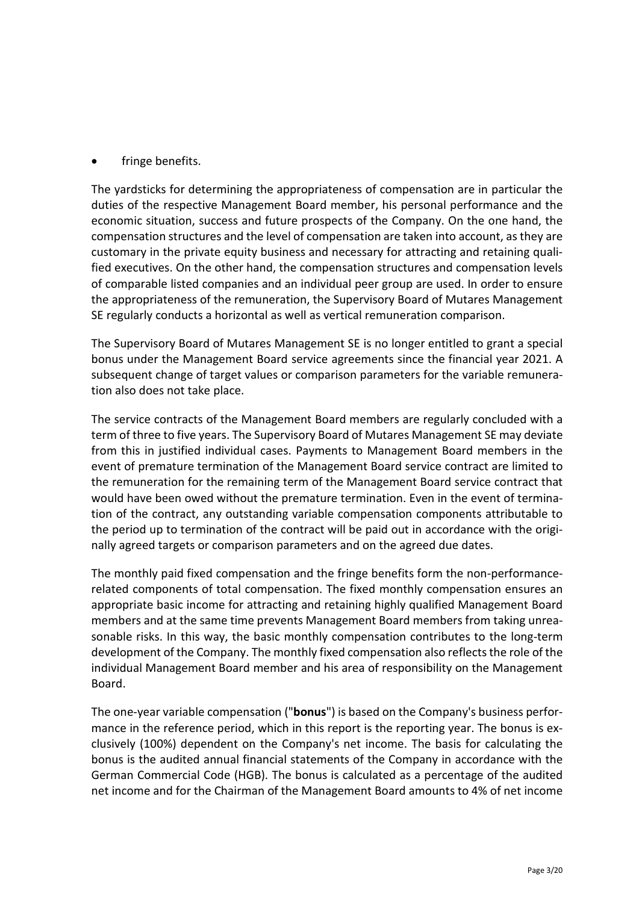- fringe benefits.

The yardsticks for determining the appropriateness of compensation are in particular the duties of the respective Management Board member, his personal performance and the economic situation, success and future prospects of the Company. On the one hand, the compensation structures and the level of compensation are taken into account, as they are customary in the private equity business and necessary for attracting and retaining qualified executives. On the other hand, the compensation structures and compensation levels of comparable listed companies and an individual peer group are used. In order to ensure the appropriateness of the remuneration, the Supervisory Board of Mutares Management SE regularly conducts a horizontal as well as vertical remuneration comparison.

The Supervisory Board of Mutares Management SE is no longer entitled to grant a special bonus under the Management Board service agreements since the financial year 2021. A subsequent change of target values or comparison parameters for the variable remuneration also does not take place.

The service contracts of the Management Board members are regularly concluded with a term of three to five years. The Supervisory Board of Mutares Management SE may deviate from this in justified individual cases. Payments to Management Board members in the event of premature termination of the Management Board service contract are limited to the remuneration for the remaining term of the Management Board service contract that would have been owed without the premature termination. Even in the event of termination of the contract, any outstanding variable compensation components attributable to the period up to termination of the contract will be paid out in accordance with the originally agreed targets or comparison parameters and on the agreed due dates.

The monthly paid fixed compensation and the fringe benefits form the non-performance-related components of total compensation. The fixed monthly compensation ensures an appropriate basic income for attracting and retaining highly qualified Management Board members and at the same time prevents Management Board members from taking unreasonable risks. In this way, the basic monthly compensation contributes to the long-term development of the Company. The monthly fixed compensation also reflects the role of the individual Management Board member and his area of responsibility on the Management Board.

The one-year variable compensation ("**bonus**") is based on the Company's business performance in the reference period, which in this report is the reporting year. The bonus is exclusively (100%) dependent on the Company's net income. The basis for calculating the bonus is the audited annual financial statements of the Company in accordance with the German Commercial Code (HGB). The bonus is calculated as a percentage of the audited net income and for the Chairman of the Management Board amounts to 4% of net income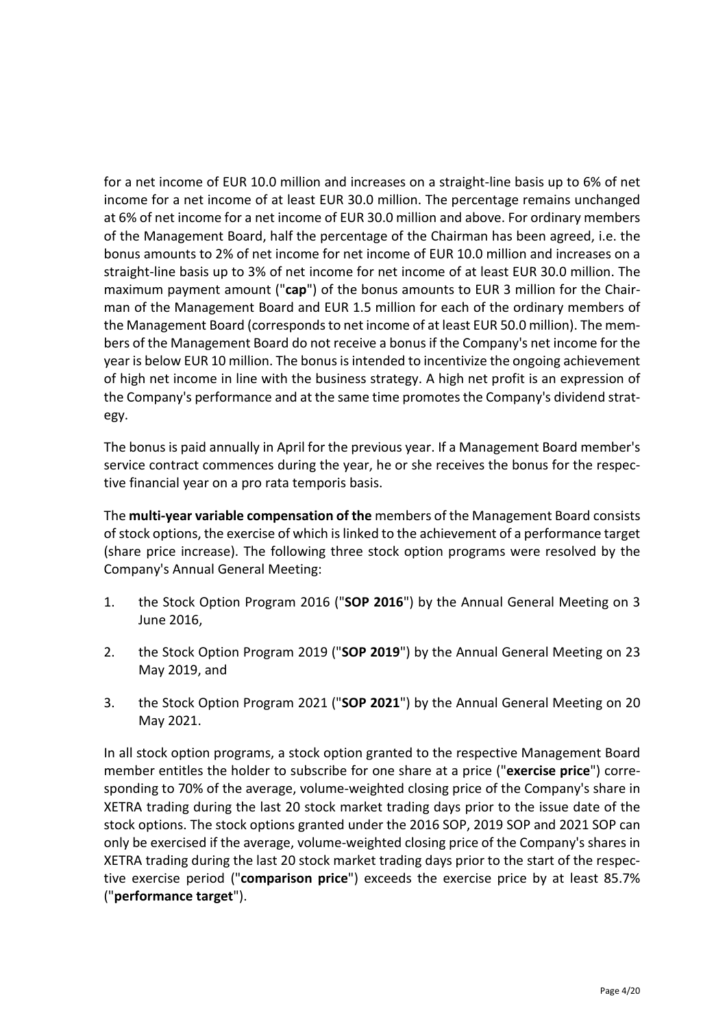for a net income of EUR 10.0 million and increases on a straight-line basis up to 6% of net income for a net income of at least EUR 30.0 million. The percentage remains unchanged at 6% of net income for a net income of EUR 30.0 million and above. For ordinary members of the Management Board, half the percentage of the Chairman has been agreed, i.e. the bonus amounts to 2% of net income for net income of EUR 10.0 million and increases on a straight-line basis up to 3% of net income for net income of at least EUR 30.0 million. The maximum payment amount ("**cap**") of the bonus amounts to EUR 3 million for the Chairman of the Management Board and EUR 1.5 million for each of the ordinary members of the Management Board (corresponds to net income of at least EUR 50.0 million). The members of the Management Board do not receive a bonus if the Company's net income for the year is below EUR 10 million. The bonus is intended to incentivize the ongoing achievement of high net income in line with the business strategy. A high net profit is an expression of the Company's performance and at the same time promotes the Company's dividend strategy.

The bonus is paid annually in April for the previous year. If a Management Board member's service contract commences during the year, he or she receives the bonus for the respective financial year on a pro rata temporis basis.

The **multi-year variable compensation of the** members of the Management Board consists of stock options, the exercise of which is linked to the achievement of a performance target (share price increase). The following three stock option programs were resolved by the Company's Annual General Meeting:

1. the Stock Option Program 2016 ("**SOP 2016**") by the Annual General Meeting on 3 June 2016,
2. the Stock Option Program 2019 ("**SOP 2019**") by the Annual General Meeting on 23 May 2019, and
3. the Stock Option Program 2021 ("**SOP 2021**") by the Annual General Meeting on 20 May 2021.

In all stock option programs, a stock option granted to the respective Management Board member entitles the holder to subscribe for one share at a price ("**exercise price**") corresponding to 70% of the average, volume-weighted closing price of the Company's share in XETRA trading during the last 20 stock market trading days prior to the issue date of the stock options. The stock options granted under the 2016 SOP, 2019 SOP and 2021 SOP can only be exercised if the average, volume-weighted closing price of the Company's shares in XETRA trading during the last 20 stock market trading days prior to the start of the respective exercise period ("**comparison price**") exceeds the exercise price by at least 85.7% ("**performance target**").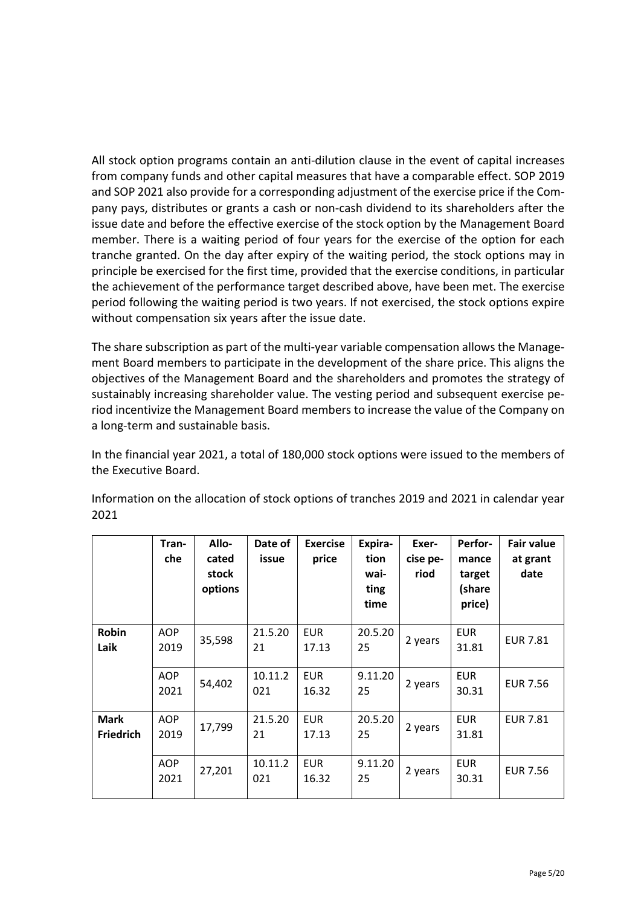All stock option programs contain an anti-dilution clause in the event of capital increases from company funds and other capital measures that have a comparable effect. SOP 2019 and SOP 2021 also provide for a corresponding adjustment of the exercise price if the Company pays, distributes or grants a cash or non-cash dividend to its shareholders after the issue date and before the effective exercise of the stock option by the Management Board member. There is a waiting period of four years for the exercise of the option for each tranche granted. On the day after expiry of the waiting period, the stock options may in principle be exercised for the first time, provided that the exercise conditions, in particular the achievement of the performance target described above, have been met. The exercise period following the waiting period is two years. If not exercised, the stock options expire without compensation six years after the issue date.

The share subscription as part of the multi-year variable compensation allows the Management Board members to participate in the development of the share price. This aligns the objectives of the Management Board and the shareholders and promotes the strategy of sustainably increasing shareholder value. The vesting period and subsequent exercise period incentivize the Management Board members to increase the value of the Company on a long-term and sustainable basis.

In the financial year 2021, a total of 180,000 stock options were issued to the members of the Executive Board.

Information on the allocation of stock options of tranches 2019 and 2021 in calendar year 2021

| | Tranche | Allocated stock options | Date of issue | Exercise price | Expiration waiting time | Exercise period | Performance target (share price) | Fair value at grant date |
|---|---|---|---|---|---|---|---|---|
| **Robin Laik** | AOP 2019 | 35,598 | 21.5.2021 | EUR 17.13 | 20.5.2025 | 2 years | EUR 31.81 | EUR 7.81 |
| | AOP 2021 | 54,402 | 10.11.2021 | EUR 16.32 | 9.11.2025 | 2 years | EUR 30.31 | EUR 7.56 |
| **Mark Friedrich** | AOP 2019 | 17,799 | 21.5.2021 | EUR 17.13 | 20.5.2025 | 2 years | EUR 31.81 | EUR 7.81 |
| | AOP 2021 | 27,201 | 10.11.2021 | EUR 16.32 | 9.11.2025 | 2 years | EUR 30.31 | EUR 7.56 |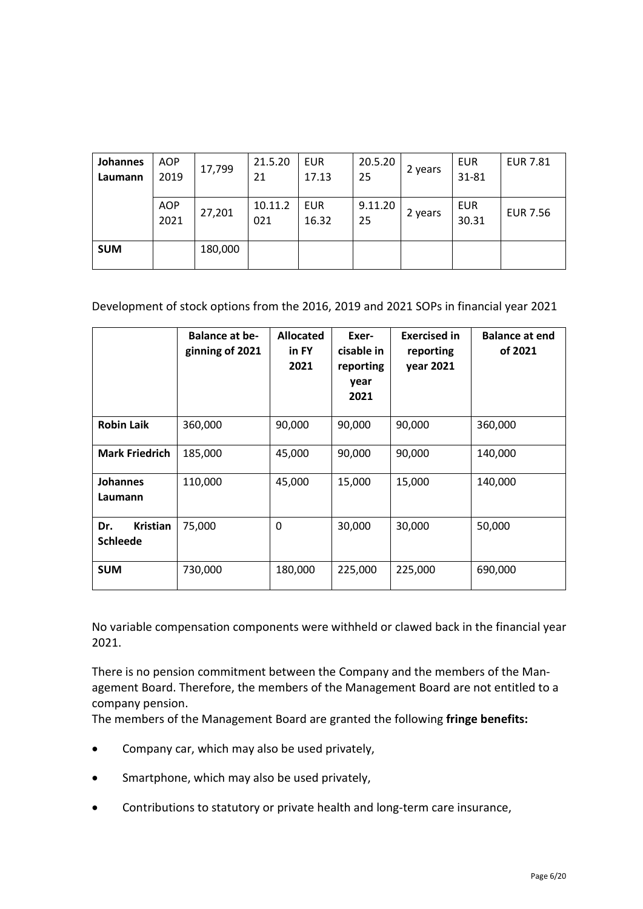| Johannes Laumann | AOP 2019 | 17,799 | 21.5.2021 | EUR 17.13 | 20.5.2025 | 2 years | EUR 31-81 | EUR 7.81 |
|---|---|---|---|---|---|---|---|---|
| | AOP 2021 | 27,201 | 10.11.2021 | EUR 16.32 | 9.11.2025 | 2 years | EUR 30.31 | EUR 7.56 |
| **SUM** | | 180,000 | | | | | | |

Development of stock options from the 2016, 2019 and 2021 SOPs in financial year 2021

| | Balance at beginning of 2021 | Allocated in FY 2021 | Exercisable in reporting year 2021 | Exercised in reporting year 2021 | Balance at end of 2021 |
|---|---|---|---|---|---|
| **Robin Laik** | 360,000 | 90,000 | 90,000 | 90,000 | 360,000 |
| **Mark Friedrich** | 185,000 | 45,000 | 90,000 | 90,000 | 140,000 |
| **Johannes Laumann** | 110,000 | 45,000 | 15,000 | 15,000 | 140,000 |
| **Dr. Kristian Schleede** | 75,000 | 0 | 30,000 | 30,000 | 50,000 |
| **SUM** | 730,000 | 180,000 | 225,000 | 225,000 | 690,000 |

No variable compensation components were withheld or clawed back in the financial year 2021.

There is no pension commitment between the Company and the members of the Management Board. Therefore, the members of the Management Board are not entitled to a company pension.
The members of the Management Board are granted the following **fringe benefits:**

- Company car, which may also be used privately,
- Smartphone, which may also be used privately,
- Contributions to statutory or private health and long-term care insurance,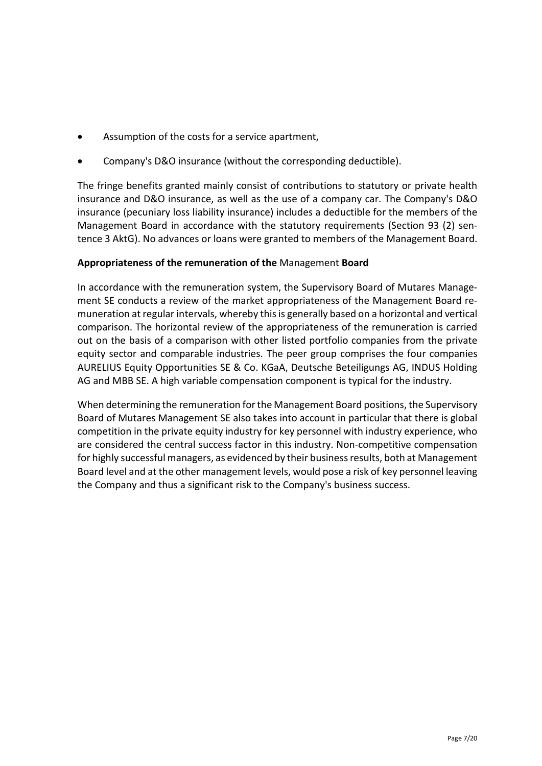- Assumption of the costs for a service apartment,
- Company's D&O insurance (without the corresponding deductible).

The fringe benefits granted mainly consist of contributions to statutory or private health insurance and D&O insurance, as well as the use of a company car. The Company's D&O insurance (pecuniary loss liability insurance) includes a deductible for the members of the Management Board in accordance with the statutory requirements (Section 93 (2) sentence 3 AktG). No advances or loans were granted to members of the Management Board.

**Appropriateness of the remuneration of the** Management **Board**

In accordance with the remuneration system, the Supervisory Board of Mutares Management SE conducts a review of the market appropriateness of the Management Board remuneration at regular intervals, whereby this is generally based on a horizontal and vertical comparison. The horizontal review of the appropriateness of the remuneration is carried out on the basis of a comparison with other listed portfolio companies from the private equity sector and comparable industries. The peer group comprises the four companies AURELIUS Equity Opportunities SE & Co. KGaA, Deutsche Beteiligungs AG, INDUS Holding AG and MBB SE. A high variable compensation component is typical for the industry.

When determining the remuneration for the Management Board positions, the Supervisory Board of Mutares Management SE also takes into account in particular that there is global competition in the private equity industry for key personnel with industry experience, who are considered the central success factor in this industry. Non-competitive compensation for highly successful managers, as evidenced by their business results, both at Management Board level and at the other management levels, would pose a risk of key personnel leaving the Company and thus a significant risk to the Company's business success.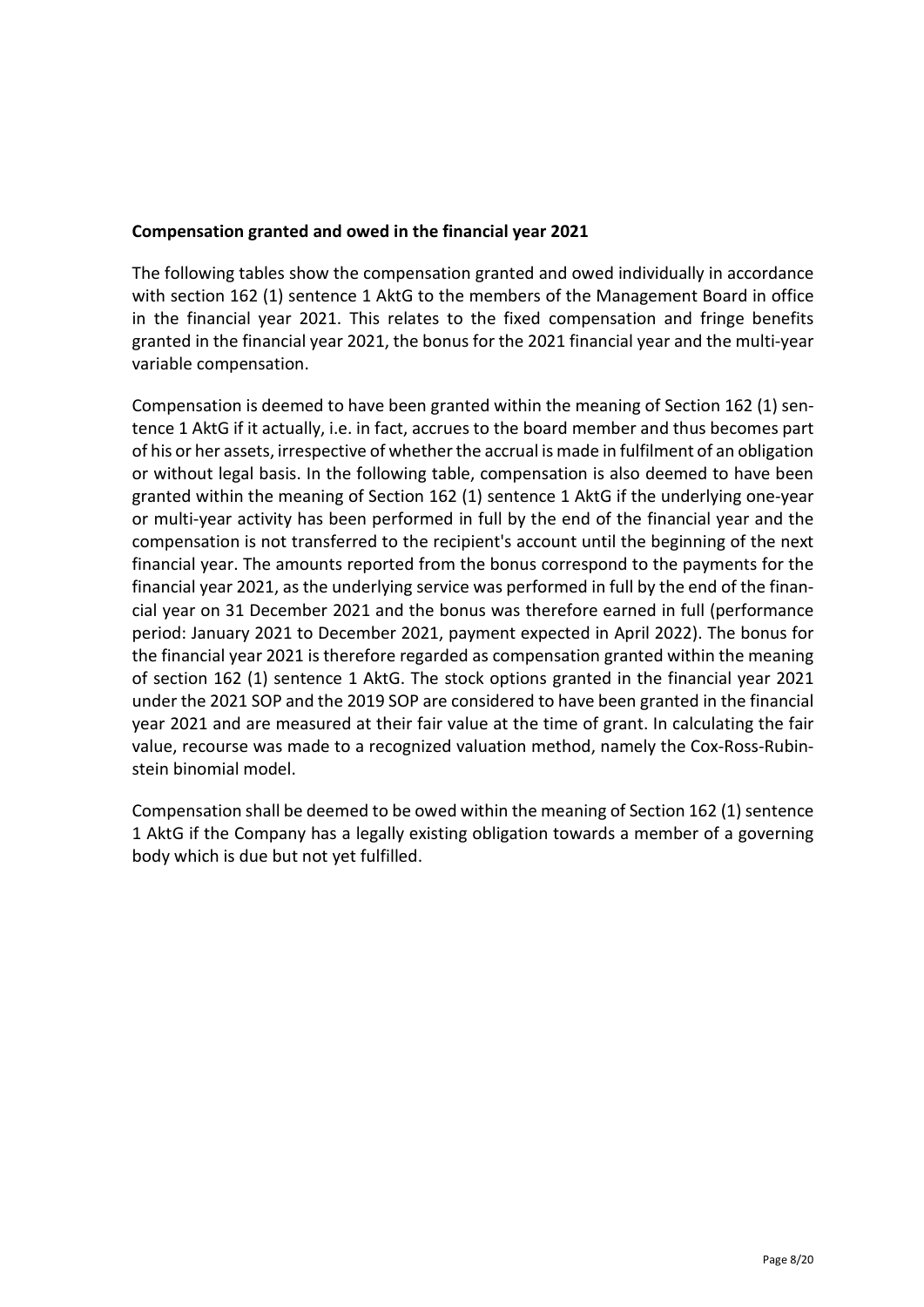**Compensation granted and owed in the financial year 2021**

The following tables show the compensation granted and owed individually in accordance with section 162 (1) sentence 1 AktG to the members of the Management Board in office in the financial year 2021. This relates to the fixed compensation and fringe benefits granted in the financial year 2021, the bonus for the 2021 financial year and the multi-year variable compensation.

Compensation is deemed to have been granted within the meaning of Section 162 (1) sentence 1 AktG if it actually, i.e. in fact, accrues to the board member and thus becomes part of his or her assets, irrespective of whether the accrual is made in fulfilment of an obligation or without legal basis. In the following table, compensation is also deemed to have been granted within the meaning of Section 162 (1) sentence 1 AktG if the underlying one-year or multi-year activity has been performed in full by the end of the financial year and the compensation is not transferred to the recipient's account until the beginning of the next financial year. The amounts reported from the bonus correspond to the payments for the financial year 2021, as the underlying service was performed in full by the end of the financial year on 31 December 2021 and the bonus was therefore earned in full (performance period: January 2021 to December 2021, payment expected in April 2022). The bonus for the financial year 2021 is therefore regarded as compensation granted within the meaning of section 162 (1) sentence 1 AktG. The stock options granted in the financial year 2021 under the 2021 SOP and the 2019 SOP are considered to have been granted in the financial year 2021 and are measured at their fair value at the time of grant. In calculating the fair value, recourse was made to a recognized valuation method, namely the Cox-Ross-Rubinstein binomial model.

Compensation shall be deemed to be owed within the meaning of Section 162 (1) sentence 1 AktG if the Company has a legally existing obligation towards a member of a governing body which is due but not yet fulfilled.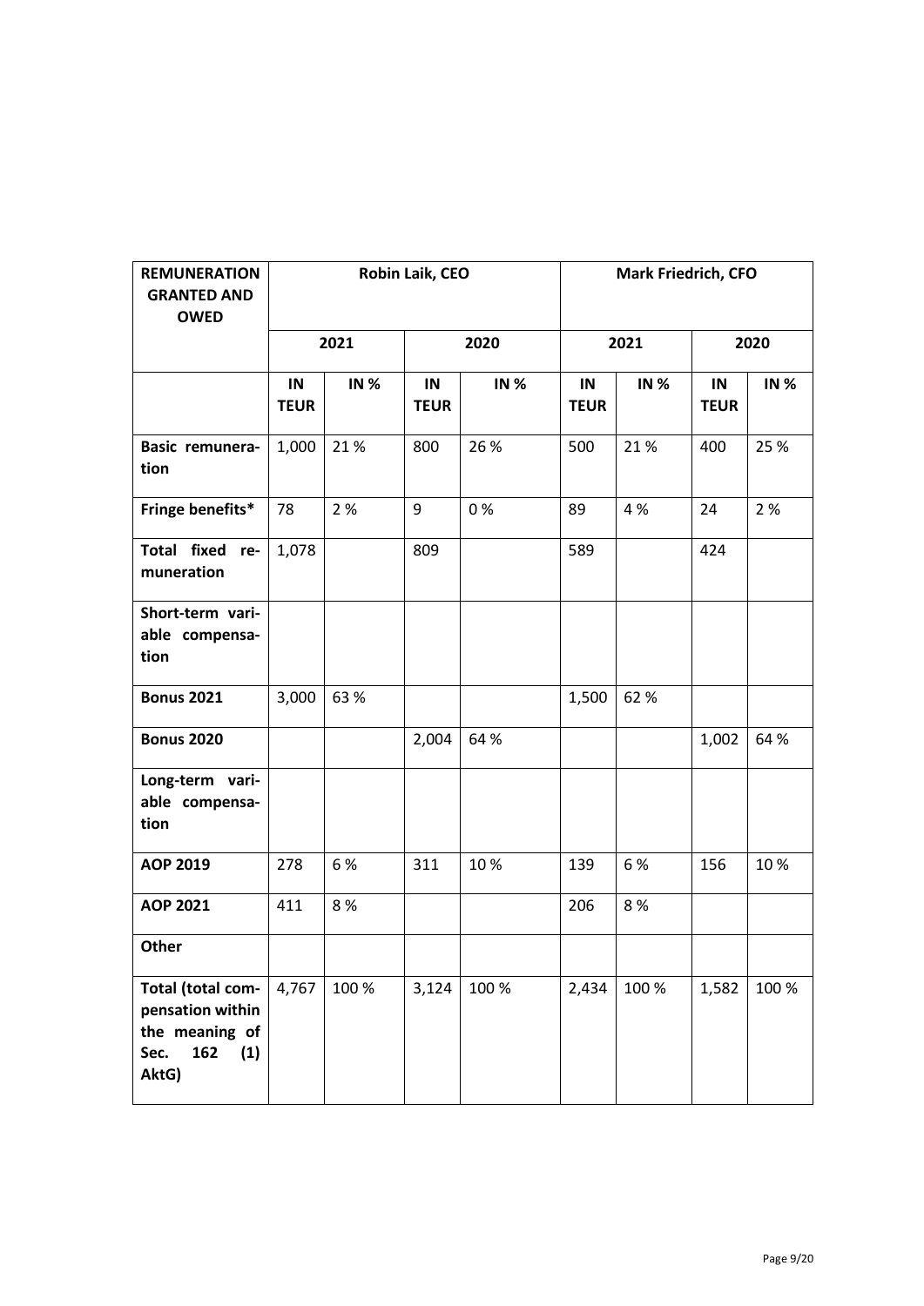| REMUNERATION GRANTED AND OWED | Robin Laik, CEO | | | | Mark Friedrich, CFO | | | |
|---|---|---|---|---|---|---|---|---|
| | 2021 | | 2020 | | 2021 | | 2020 | |
| | IN TEUR | IN % | IN TEUR | IN % | IN TEUR | IN % | IN TEUR | IN % |
| **Basic remuneration** | 1,000 | 21 % | 800 | 26 % | 500 | 21 % | 400 | 25 % |
| **Fringe benefits*** | 78 | 2 % | 9 | 0 % | 89 | 4 % | 24 | 2 % |
| **Total fixed remuneration** | 1,078 | | 809 | | 589 | | 424 | |
| **Short-term variable compensation** | | | | | | | | |
| **Bonus 2021** | 3,000 | 63 % | | | 1,500 | 62 % | | |
| **Bonus 2020** | | | 2,004 | 64 % | | | 1,002 | 64 % |
| **Long-term variable compensation** | | | | | | | | |
| **AOP 2019** | 278 | 6 % | 311 | 10 % | 139 | 6 % | 156 | 10 % |
| **AOP 2021** | 411 | 8 % | | | 206 | 8 % | | |
| **Other** | | | | | | | | |
| **Total (total compensation within the meaning of Sec. 162 (1) AktG)** | 4,767 | 100 % | 3,124 | 100 % | 2,434 | 100 % | 1,582 | 100 % |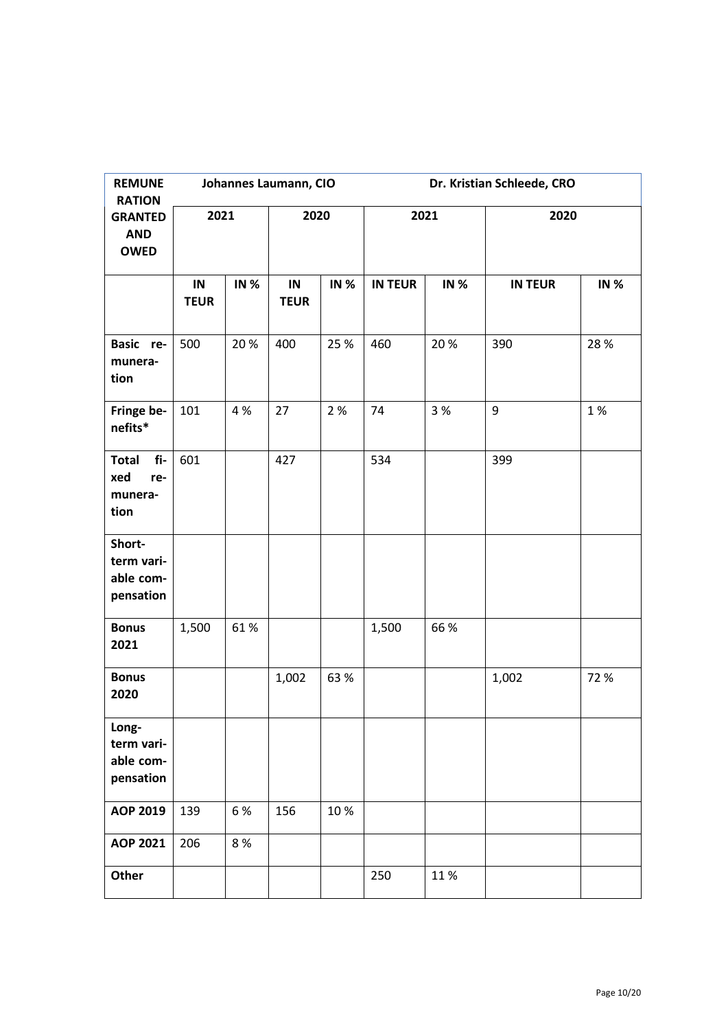| REMUNERATION GRANTED AND OWED | Johannes Laumann, CIO | | | | Dr. Kristian Schleede, CRO | | | |
|---|---|---|---|---|---|---|---|---|
| | 2021 | | 2020 | | 2021 | | 2020 | |
| | IN TEUR | IN % | IN TEUR | IN % | IN TEUR | IN % | IN TEUR | IN % |
| Basic remuneration | 500 | 20 % | 400 | 25 % | 460 | 20 % | 390 | 28 % |
| Fringe benefits* | 101 | 4 % | 27 | 2 % | 74 | 3 % | 9 | 1 % |
| Total fixed remuneration | 601 | | 427 | | 534 | | 399 | |
| Short-term variable compensation | | | | | | | | |
| Bonus 2021 | 1,500 | 61 % | | | 1,500 | 66 % | | |
| Bonus 2020 | | | 1,002 | 63 % | | | 1,002 | 72 % |
| Long-term variable compensation | | | | | | | | |
| AOP 2019 | 139 | 6 % | 156 | 10 % | | | | |
| AOP 2021 | 206 | 8 % | | | | | | |
| Other | | | | | 250 | 11 % | | |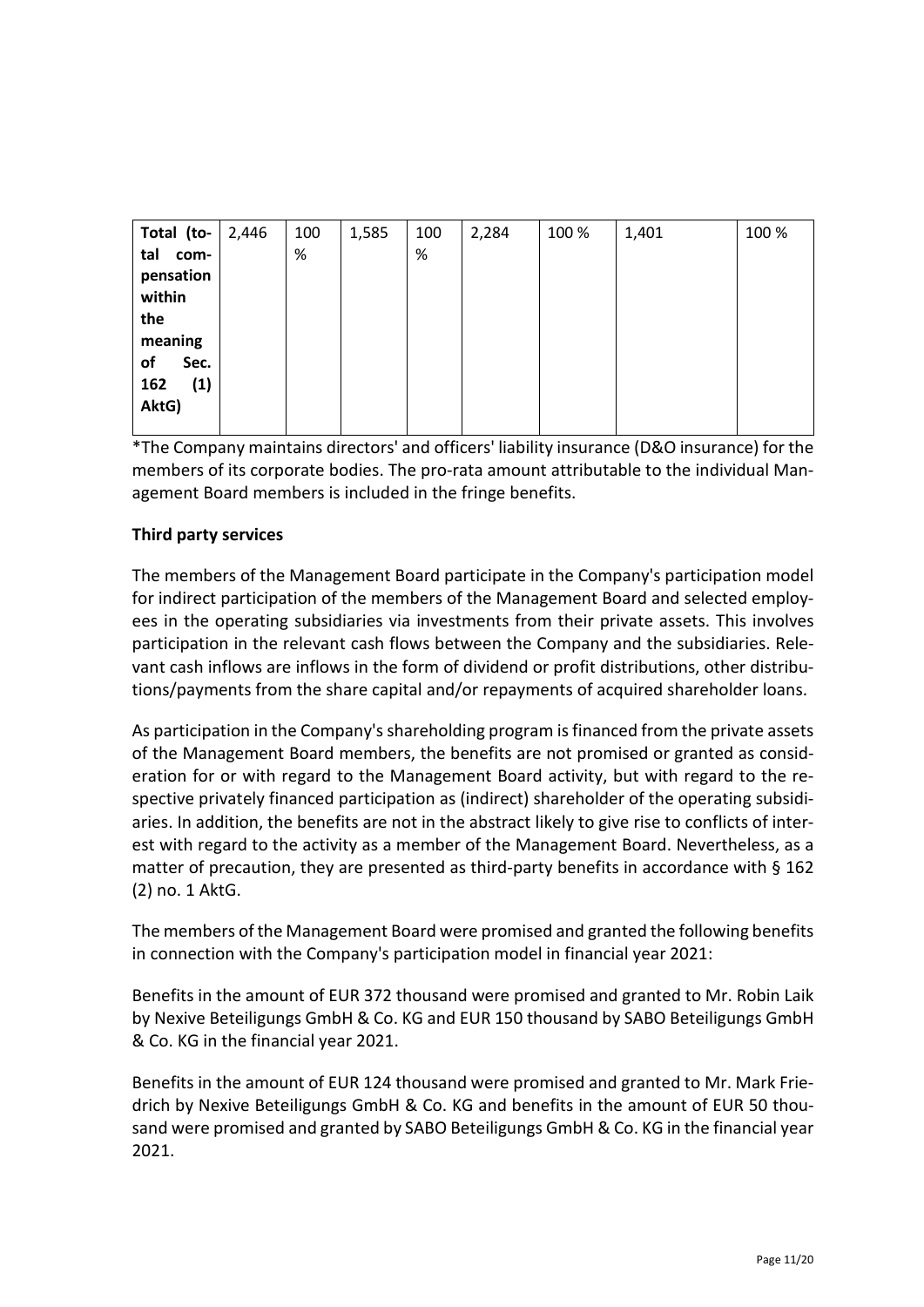| **Total (total compensation within the meaning of Sec. 162 (1) AktG)** | 2,446 | 100 % | 1,585 | 100 % | 2,284 | 100 % | 1,401 | 100 % |
|---|---|---|---|---|---|---|---|---|

*The Company maintains directors' and officers' liability insurance (D&O insurance) for the members of its corporate bodies. The pro-rata amount attributable to the individual Management Board members is included in the fringe benefits.

**Third party services**

The members of the Management Board participate in the Company's participation model for indirect participation of the members of the Management Board and selected employees in the operating subsidiaries via investments from their private assets. This involves participation in the relevant cash flows between the Company and the subsidiaries. Relevant cash inflows are inflows in the form of dividend or profit distributions, other distributions/payments from the share capital and/or repayments of acquired shareholder loans.

As participation in the Company's shareholding program is financed from the private assets of the Management Board members, the benefits are not promised or granted as consideration for or with regard to the Management Board activity, but with regard to the respective privately financed participation as (indirect) shareholder of the operating subsidiaries. In addition, the benefits are not in the abstract likely to give rise to conflicts of interest with regard to the activity as a member of the Management Board. Nevertheless, as a matter of precaution, they are presented as third-party benefits in accordance with § 162 (2) no. 1 AktG.

The members of the Management Board were promised and granted the following benefits in connection with the Company's participation model in financial year 2021:

Benefits in the amount of EUR 372 thousand were promised and granted to Mr. Robin Laik by Nexive Beteiligungs GmbH & Co. KG and EUR 150 thousand by SABO Beteiligungs GmbH & Co. KG in the financial year 2021.

Benefits in the amount of EUR 124 thousand were promised and granted to Mr. Mark Friedrich by Nexive Beteiligungs GmbH & Co. KG and benefits in the amount of EUR 50 thousand were promised and granted by SABO Beteiligungs GmbH & Co. KG in the financial year 2021.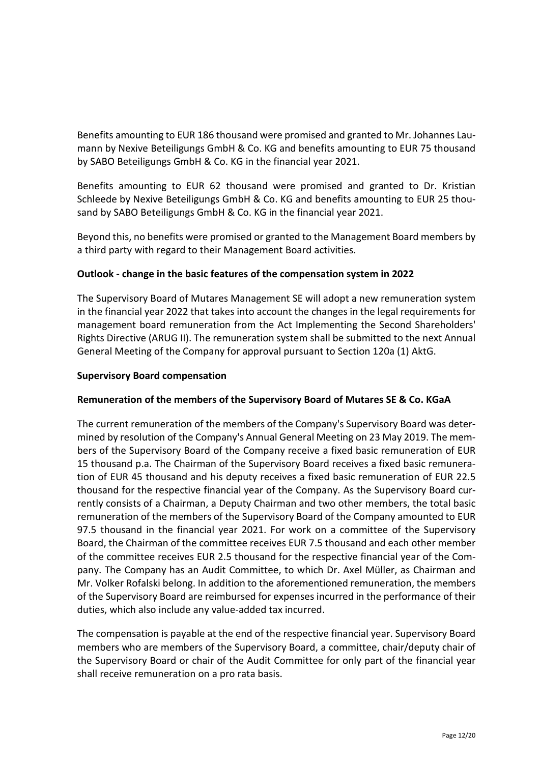Benefits amounting to EUR 186 thousand were promised and granted to Mr. Johannes Laumann by Nexive Beteiligungs GmbH & Co. KG and benefits amounting to EUR 75 thousand by SABO Beteiligungs GmbH & Co. KG in the financial year 2021.

Benefits amounting to EUR 62 thousand were promised and granted to Dr. Kristian Schleede by Nexive Beteiligungs GmbH & Co. KG and benefits amounting to EUR 25 thousand by SABO Beteiligungs GmbH & Co. KG in the financial year 2021.

Beyond this, no benefits were promised or granted to the Management Board members by a third party with regard to their Management Board activities.

**Outlook - change in the basic features of the compensation system in 2022**

The Supervisory Board of Mutares Management SE will adopt a new remuneration system in the financial year 2022 that takes into account the changes in the legal requirements for management board remuneration from the Act Implementing the Second Shareholders' Rights Directive (ARUG II). The remuneration system shall be submitted to the next Annual General Meeting of the Company for approval pursuant to Section 120a (1) AktG.

**Supervisory Board compensation**

**Remuneration of the members of the Supervisory Board of Mutares SE & Co. KGaA**

The current remuneration of the members of the Company's Supervisory Board was determined by resolution of the Company's Annual General Meeting on 23 May 2019. The members of the Supervisory Board of the Company receive a fixed basic remuneration of EUR 15 thousand p.a. The Chairman of the Supervisory Board receives a fixed basic remuneration of EUR 45 thousand and his deputy receives a fixed basic remuneration of EUR 22.5 thousand for the respective financial year of the Company. As the Supervisory Board currently consists of a Chairman, a Deputy Chairman and two other members, the total basic remuneration of the members of the Supervisory Board of the Company amounted to EUR 97.5 thousand in the financial year 2021. For work on a committee of the Supervisory Board, the Chairman of the committee receives EUR 7.5 thousand and each other member of the committee receives EUR 2.5 thousand for the respective financial year of the Company. The Company has an Audit Committee, to which Dr. Axel Müller, as Chairman and Mr. Volker Rofalski belong. In addition to the aforementioned remuneration, the members of the Supervisory Board are reimbursed for expenses incurred in the performance of their duties, which also include any value-added tax incurred.

The compensation is payable at the end of the respective financial year. Supervisory Board members who are members of the Supervisory Board, a committee, chair/deputy chair of the Supervisory Board or chair of the Audit Committee for only part of the financial year shall receive remuneration on a pro rata basis.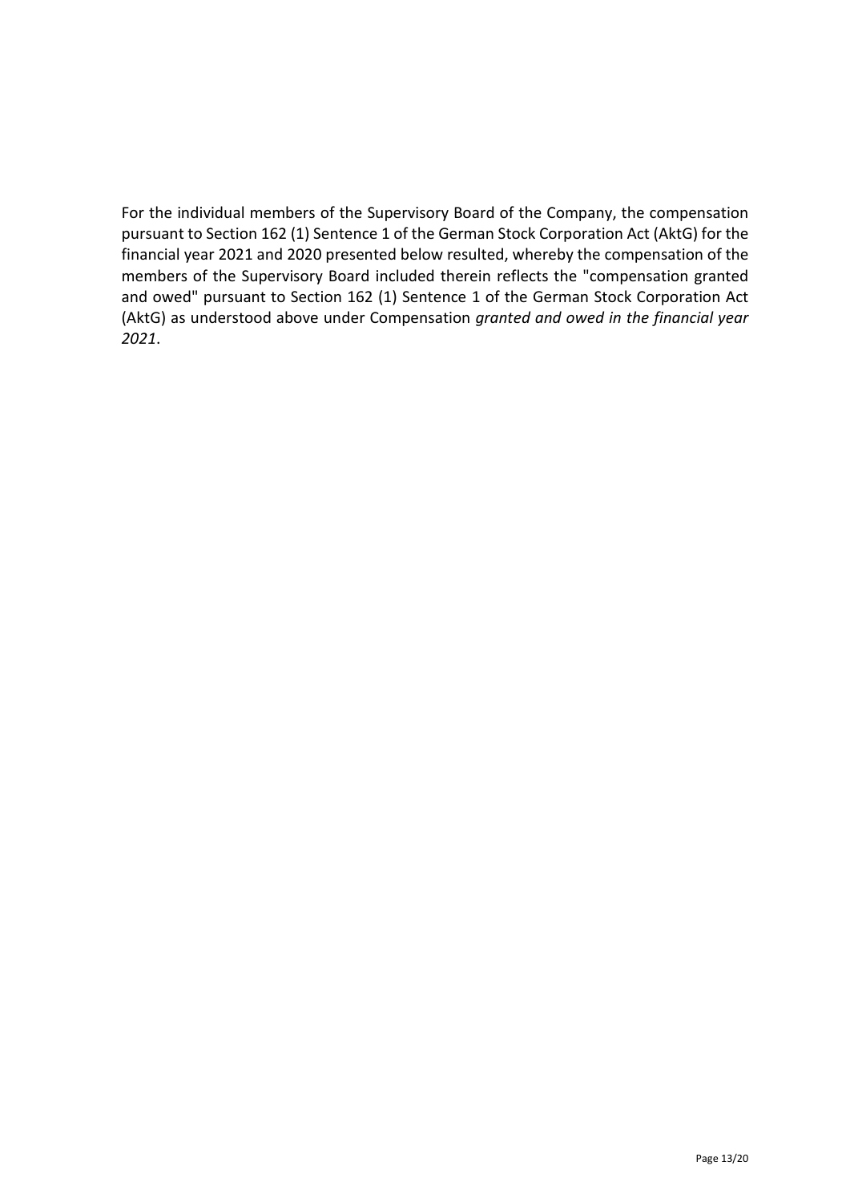For the individual members of the Supervisory Board of the Company, the compensation pursuant to Section 162 (1) Sentence 1 of the German Stock Corporation Act (AktG) for the financial year 2021 and 2020 presented below resulted, whereby the compensation of the members of the Supervisory Board included therein reflects the "compensation granted and owed" pursuant to Section 162 (1) Sentence 1 of the German Stock Corporation Act (AktG) as understood above under Compensation *granted and owed in the financial year 2021*.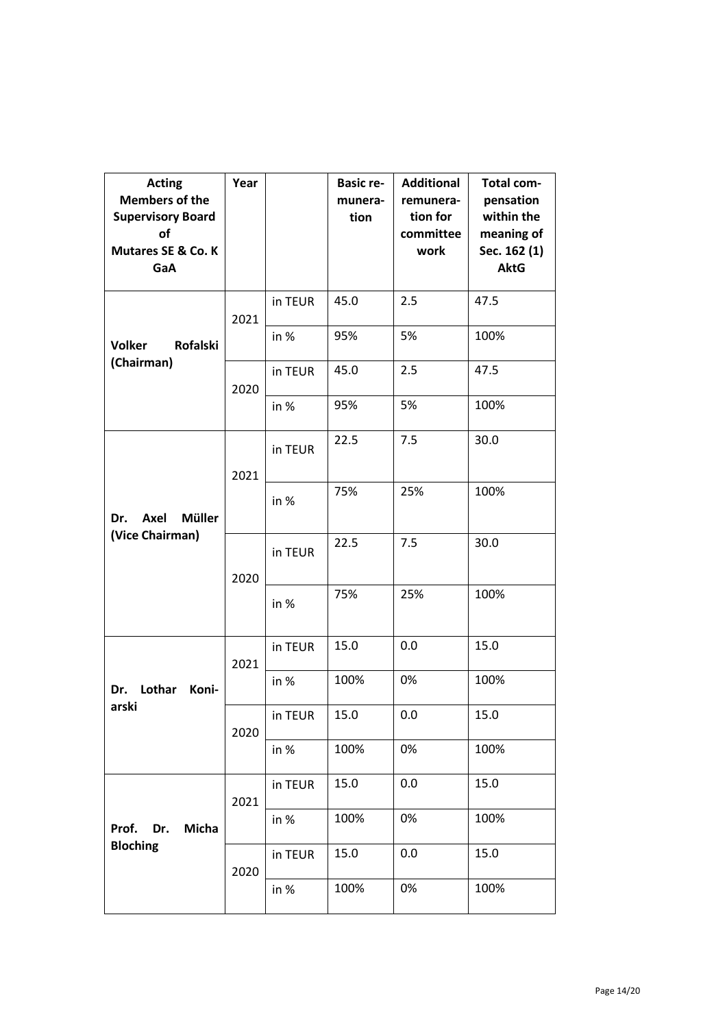| Acting Members of the Supervisory Board of Mutares SE & Co. KGaA | Year | | Basic remuneration | Additional remuneration for committee work | Total compensation within the meaning of Sec. 162 (1) AktG |
|---|---|---|---|---|---|
| **Volker Rofalski (Chairman)** | 2021 | in TEUR | 45.0 | 2.5 | 47.5 |
| | | in % | 95% | 5% | 100% |
| | 2020 | in TEUR | 45.0 | 2.5 | 47.5 |
| | | in % | 95% | 5% | 100% |
| **Dr. Axel Müller (Vice Chairman)** | 2021 | in TEUR | 22.5 | 7.5 | 30.0 |
| | | in % | 75% | 25% | 100% |
| | 2020 | in TEUR | 22.5 | 7.5 | 30.0 |
| | | in % | 75% | 25% | 100% |
| **Dr. Lothar Koniarski** | 2021 | in TEUR | 15.0 | 0.0 | 15.0 |
| | | in % | 100% | 0% | 100% |
| | 2020 | in TEUR | 15.0 | 0.0 | 15.0 |
| | | in % | 100% | 0% | 100% |
| **Prof. Dr. Micha Bloching** | 2021 | in TEUR | 15.0 | 0.0 | 15.0 |
| | | in % | 100% | 0% | 100% |
| | 2020 | in TEUR | 15.0 | 0.0 | 15.0 |
| | | in % | 100% | 0% | 100% |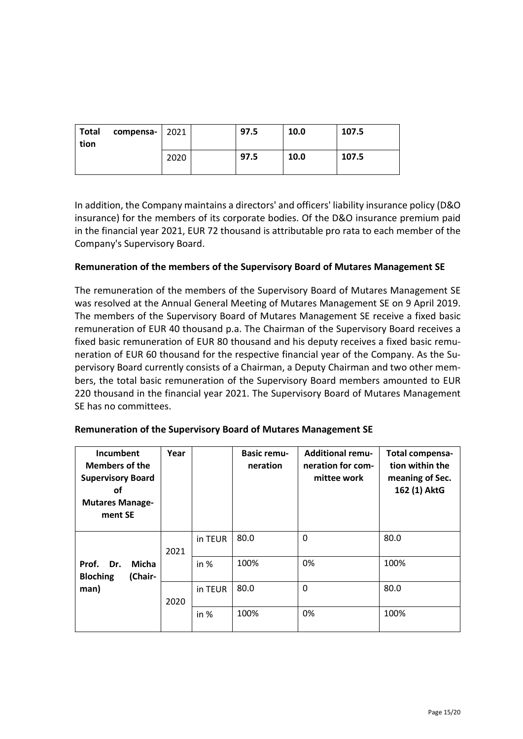| Total compensation | 2021 | | 97.5 | 10.0 | 107.5 |
|---|---|---|---|---|---|
| | 2020 | | 97.5 | 10.0 | 107.5 |

In addition, the Company maintains a directors' and officers' liability insurance policy (D&O insurance) for the members of its corporate bodies. Of the D&O insurance premium paid in the financial year 2021, EUR 72 thousand is attributable pro rata to each member of the Company's Supervisory Board.

**Remuneration of the members of the Supervisory Board of Mutares Management SE**

The remuneration of the members of the Supervisory Board of Mutares Management SE was resolved at the Annual General Meeting of Mutares Management SE on 9 April 2019. The members of the Supervisory Board of Mutares Management SE receive a fixed basic remuneration of EUR 40 thousand p.a. The Chairman of the Supervisory Board receives a fixed basic remuneration of EUR 80 thousand and his deputy receives a fixed basic remuneration of EUR 60 thousand for the respective financial year of the Company. As the Supervisory Board currently consists of a Chairman, a Deputy Chairman and two other members, the total basic remuneration of the Supervisory Board members amounted to EUR 220 thousand in the financial year 2021. The Supervisory Board of Mutares Management SE has no committees.

**Remuneration of the Supervisory Board of Mutares Management SE**

| Incumbent Members of the Supervisory Board of Mutares Management SE | Year | | Basic remuneration | Additional remuneration for committee work | Total compensation within the meaning of Sec. 162 (1) AktG |
|---|---|---|---|---|---|
| Prof. Dr. Micha Bloching (Chairman) | 2021 | in TEUR | 80.0 | 0 | 80.0 |
| | | in % | 100% | 0% | 100% |
| | 2020 | in TEUR | 80.0 | 0 | 80.0 |
| | | in % | 100% | 0% | 100% |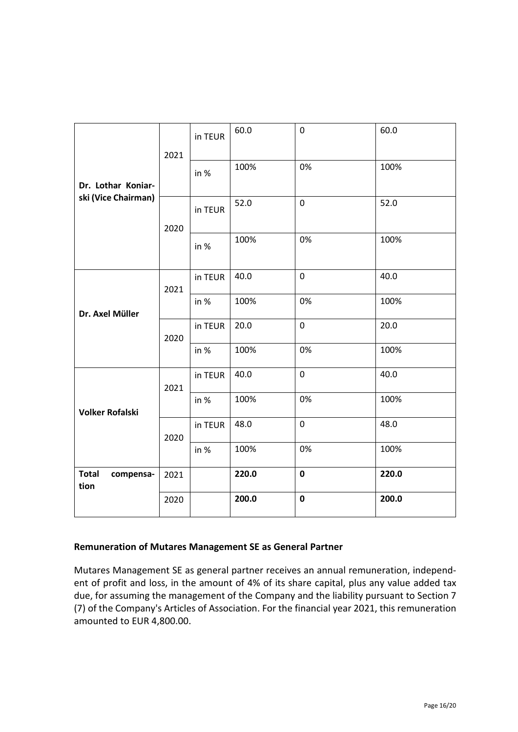| | | | | | |
|---|---|---|---|---|---|
| Dr. Lothar Koniarski (Vice Chairman) | 2021 | in TEUR | 60.0 | 0 | 60.0 |
| | | in % | 100% | 0% | 100% |
| | 2020 | in TEUR | 52.0 | 0 | 52.0 |
| | | in % | 100% | 0% | 100% |
| Dr. Axel Müller | 2021 | in TEUR | 40.0 | 0 | 40.0 |
| | | in % | 100% | 0% | 100% |
| | 2020 | in TEUR | 20.0 | 0 | 20.0 |
| | | in % | 100% | 0% | 100% |
| Volker Rofalski | 2021 | in TEUR | 40.0 | 0 | 40.0 |
| | | in % | 100% | 0% | 100% |
| | 2020 | in TEUR | 48.0 | 0 | 48.0 |
| | | in % | 100% | 0% | 100% |
| **Total compensation** | 2021 | | **220.0** | **0** | **220.0** |
| | 2020 | | **200.0** | **0** | **200.0** |

**Remuneration of Mutares Management SE as General Partner**

Mutares Management SE as general partner receives an annual remuneration, independent of profit and loss, in the amount of 4% of its share capital, plus any value added tax due, for assuming the management of the Company and the liability pursuant to Section 7 (7) of the Company's Articles of Association. For the financial year 2021, this remuneration amounted to EUR 4,800.00.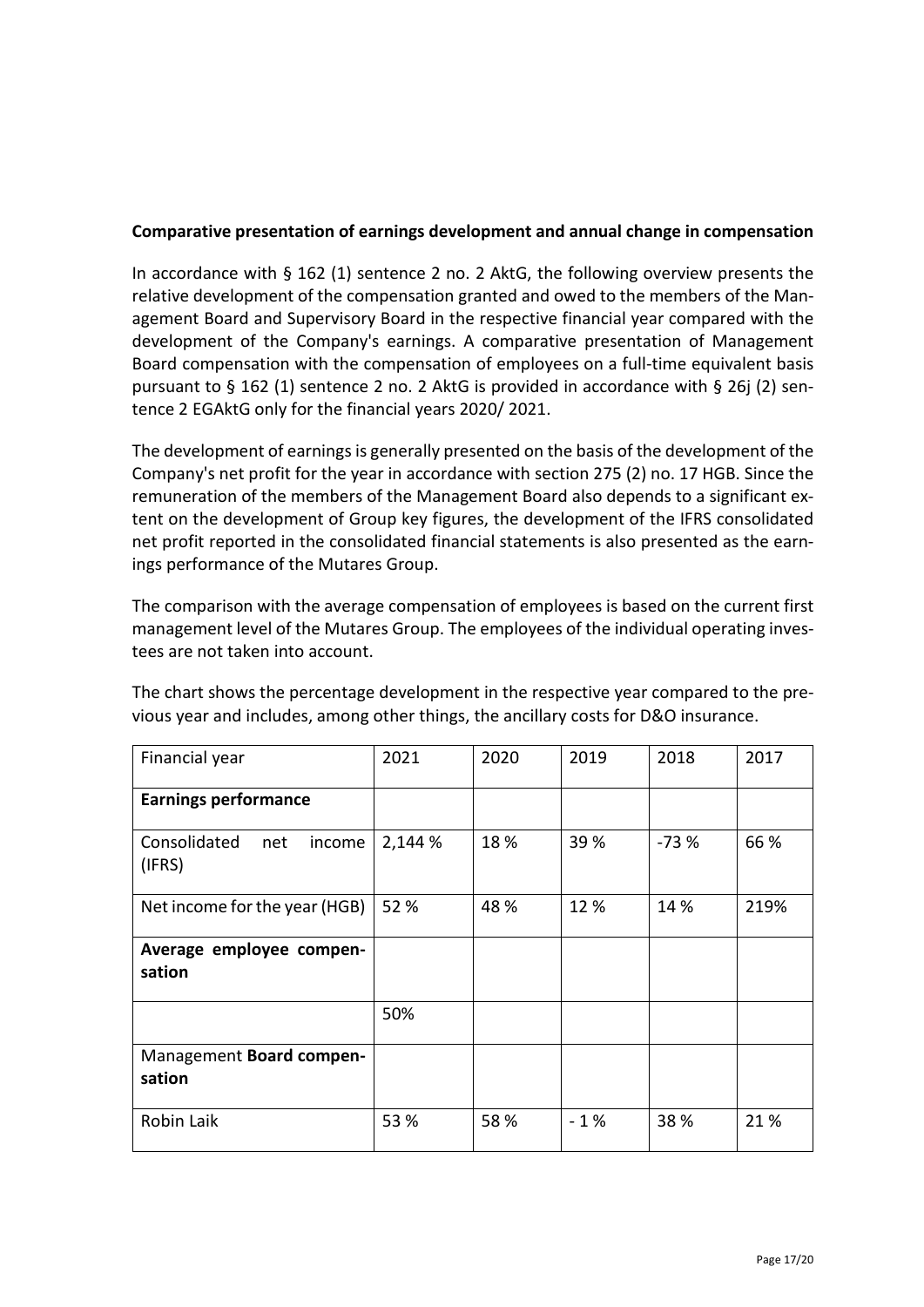**Comparative presentation of earnings development and annual change in compensation**

In accordance with § 162 (1) sentence 2 no. 2 AktG, the following overview presents the relative development of the compensation granted and owed to the members of the Management Board and Supervisory Board in the respective financial year compared with the development of the Company's earnings. A comparative presentation of Management Board compensation with the compensation of employees on a full-time equivalent basis pursuant to § 162 (1) sentence 2 no. 2 AktG is provided in accordance with § 26j (2) sentence 2 EGAktG only for the financial years 2020/ 2021.

The development of earnings is generally presented on the basis of the development of the Company's net profit for the year in accordance with section 275 (2) no. 17 HGB. Since the remuneration of the members of the Management Board also depends to a significant extent on the development of Group key figures, the development of the IFRS consolidated net profit reported in the consolidated financial statements is also presented as the earnings performance of the Mutares Group.

The comparison with the average compensation of employees is based on the current first management level of the Mutares Group. The employees of the individual operating investees are not taken into account.

The chart shows the percentage development in the respective year compared to the previous year and includes, among other things, the ancillary costs for D&O insurance.

| Financial year | 2021 | 2020 | 2019 | 2018 | 2017 |
|---|---|---|---|---|---|
| **Earnings performance** | | | | | |
| Consolidated net income (IFRS) | 2,144 % | 18 % | 39 % | -73 % | 66 % |
| Net income for the year (HGB) | 52 % | 48 % | 12 % | 14 % | 219% |
| **Average employee compensation** | | | | | |
| | 50% | | | | |
| Management **Board compensation** | | | | | |
| Robin Laik | 53 % | 58 % | - 1 % | 38 % | 21 % |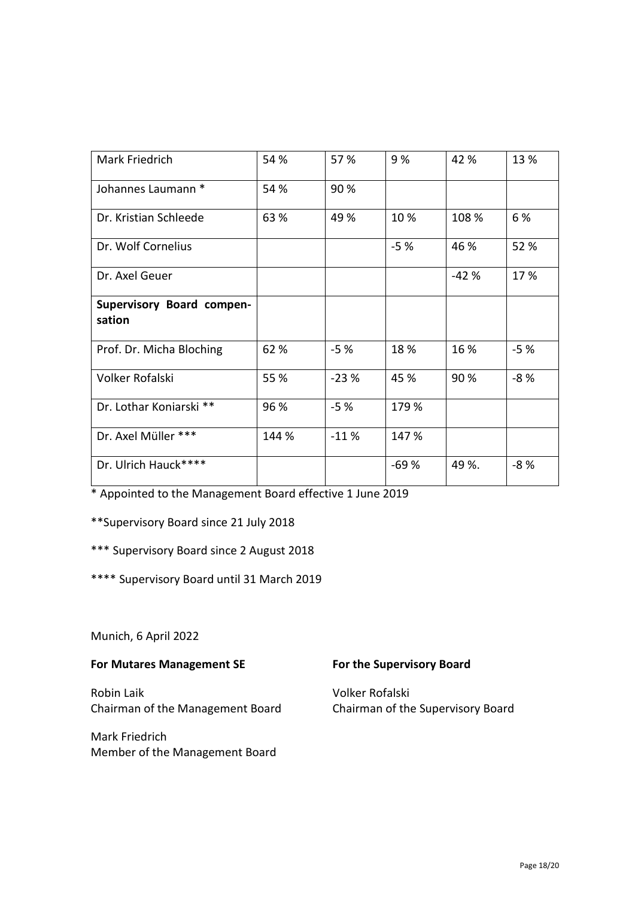| Mark Friedrich | 54 % | 57 % | 9 % | 42 % | 13 % |
|---|---|---|---|---|---|
| Johannes Laumann * | 54 % | 90 % | | | |
| Dr. Kristian Schleede | 63 % | 49 % | 10 % | 108 % | 6 % |
| Dr. Wolf Cornelius | | | -5 % | 46 % | 52 % |
| Dr. Axel Geuer | | | | -42 % | 17 % |
| **Supervisory Board compensation** | | | | | |
| Prof. Dr. Micha Bloching | 62 % | -5 % | 18 % | 16 % | -5 % |
| Volker Rofalski | 55 % | -23 % | 45 % | 90 % | -8 % |
| Dr. Lothar Koniarski ** | 96 % | -5 % | 179 % | | |
| Dr. Axel Müller *** | 144 % | -11 % | 147 % | | |
| Dr. Ulrich Hauck**** | | | -69 % | 49 %. | -8 % |

* Appointed to the Management Board effective 1 June 2019

**Supervisory Board since 21 July 2018

*** Supervisory Board since 2 August 2018

**** Supervisory Board until 31 March 2019

Munich, 6 April 2022

**For Mutares Management SE**

Robin Laik
Chairman of the Management Board

Mark Friedrich
Member of the Management Board

**For the Supervisory Board**

Volker Rofalski
Chairman of the Supervisory Board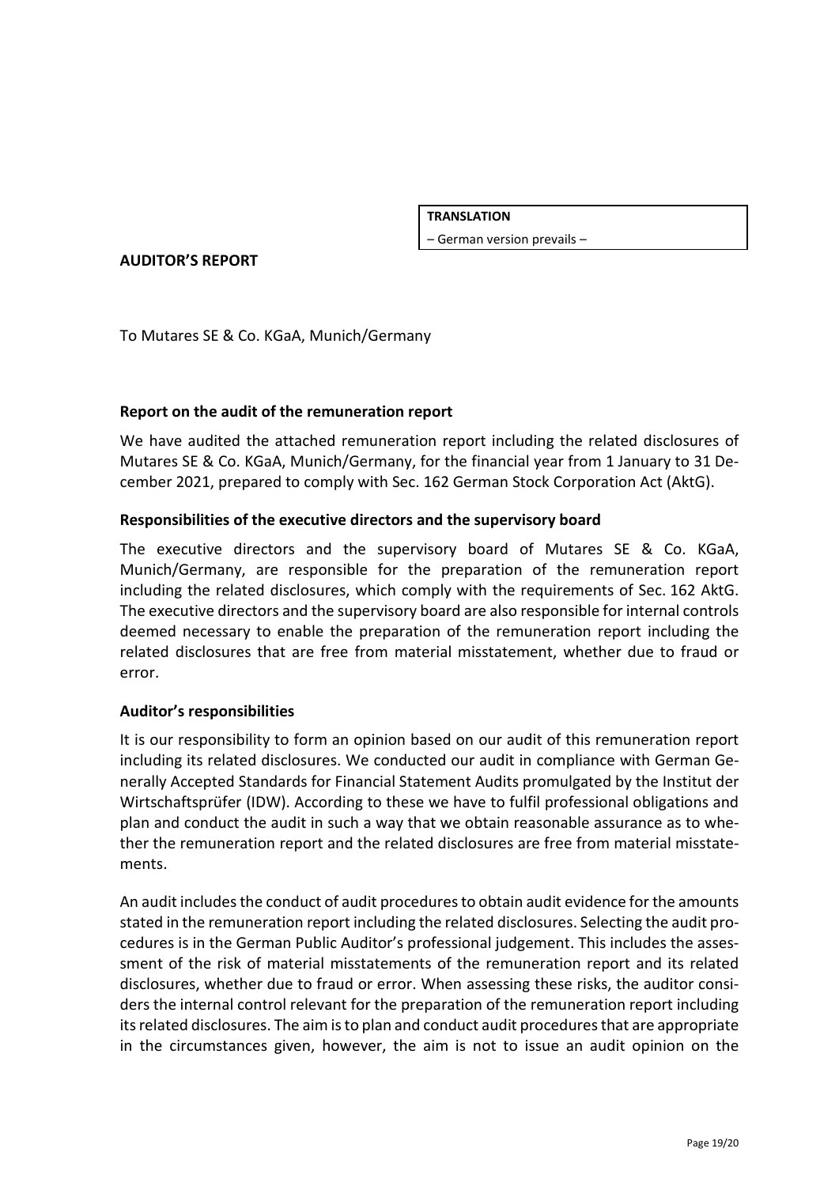**TRANSLATION**

– German version prevails –

# AUDITOR'S REPORT

To Mutares SE & Co. KGaA, Munich/Germany

## Report on the audit of the remuneration report

We have audited the attached remuneration report including the related disclosures of Mutares SE & Co. KGaA, Munich/Germany, for the financial year from 1 January to 31 December 2021, prepared to comply with Sec. 162 German Stock Corporation Act (AktG).

## Responsibilities of the executive directors and the supervisory board

The executive directors and the supervisory board of Mutares SE & Co. KGaA, Munich/Germany, are responsible for the preparation of the remuneration report including the related disclosures, which comply with the requirements of Sec. 162 AktG. The executive directors and the supervisory board are also responsible for internal controls deemed necessary to enable the preparation of the remuneration report including the related disclosures that are free from material misstatement, whether due to fraud or error.

## Auditor's responsibilities

It is our responsibility to form an opinion based on our audit of this remuneration report including its related disclosures. We conducted our audit in compliance with German Generally Accepted Standards for Financial Statement Audits promulgated by the Institut der Wirtschaftsprüfer (IDW). According to these we have to fulfil professional obligations and plan and conduct the audit in such a way that we obtain reasonable assurance as to whether the remuneration report and the related disclosures are free from material misstatements.

An audit includes the conduct of audit procedures to obtain audit evidence for the amounts stated in the remuneration report including the related disclosures. Selecting the audit procedures is in the German Public Auditor's professional judgement. This includes the assessment of the risk of material misstatements of the remuneration report and its related disclosures, whether due to fraud or error. When assessing these risks, the auditor considers the internal control relevant for the preparation of the remuneration report including its related disclosures. The aim is to plan and conduct audit procedures that are appropriate in the circumstances given, however, the aim is not to issue an audit opinion on the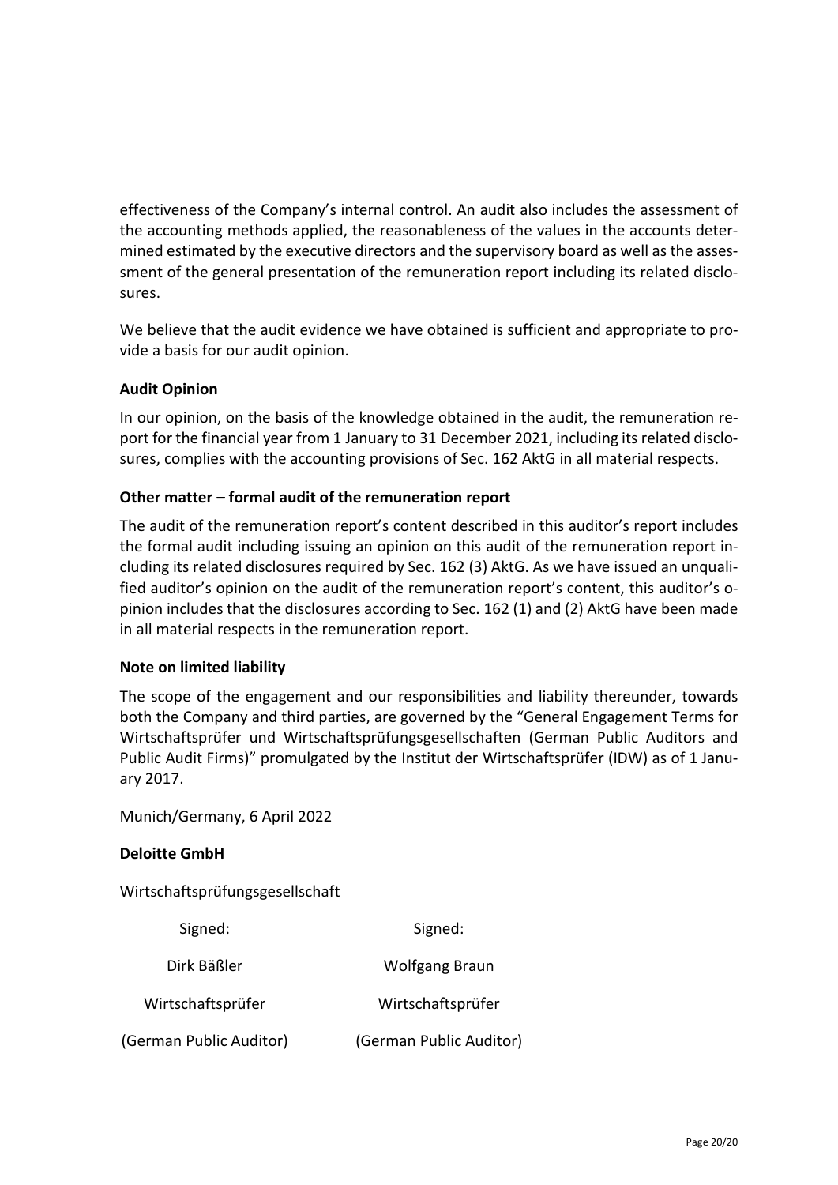effectiveness of the Company's internal control. An audit also includes the assessment of the accounting methods applied, the reasonableness of the values in the accounts determined estimated by the executive directors and the supervisory board as well as the assessment of the general presentation of the remuneration report including its related disclosures.

We believe that the audit evidence we have obtained is sufficient and appropriate to provide a basis for our audit opinion.

**Audit Opinion**

In our opinion, on the basis of the knowledge obtained in the audit, the remuneration report for the financial year from 1 January to 31 December 2021, including its related disclosures, complies with the accounting provisions of Sec. 162 AktG in all material respects.

**Other matter – formal audit of the remuneration report**

The audit of the remuneration report's content described in this auditor's report includes the formal audit including issuing an opinion on this audit of the remuneration report including its related disclosures required by Sec. 162 (3) AktG. As we have issued an unqualified auditor's opinion on the audit of the remuneration report's content, this auditor's opinion includes that the disclosures according to Sec. 162 (1) and (2) AktG have been made in all material respects in the remuneration report.

**Note on limited liability**

The scope of the engagement and our responsibilities and liability thereunder, towards both the Company and third parties, are governed by the "General Engagement Terms for Wirtschaftsprüfer und Wirtschaftsprüfungsgesellschaften (German Public Auditors and Public Audit Firms)" promulgated by the Institut der Wirtschaftsprüfer (IDW) as of 1 January 2017.

Munich/Germany, 6 April 2022

**Deloitte GmbH**

Wirtschaftsprüfungsgesellschaft

| | |
|---|---|
| Signed: | Signed: |
| Dirk Bäßler | Wolfgang Braun |
| Wirtschaftsprüfer | Wirtschaftsprüfer |
| (German Public Auditor) | (German Public Auditor) |